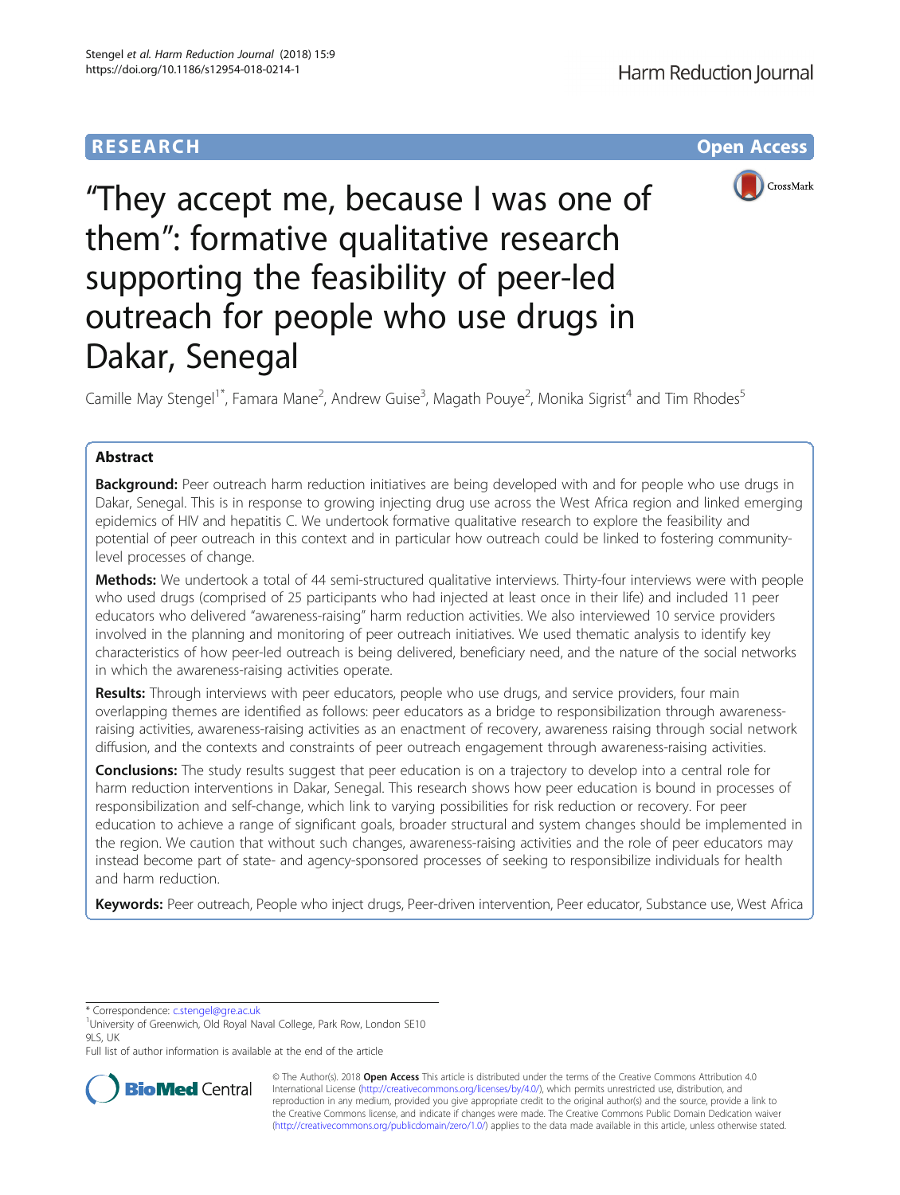RESEARCH Open Access

# "They accept me, because I was one of them": formative qualitative research supporting the feasibility of peer-led outreach for people who use drugs in Dakar, Senegal

Camille May Stengel[1*], Famara Mane[2], Andrew Guise[3], Magath Pouye[2], Monika Sigrist[4] and Tim Rhodes[5]

## Abstract

**Background:** Peer outreach harm reduction initiatives are being developed with and for people who use drugs in Dakar, Senegal. This is in response to growing injecting drug use across the West Africa region and linked emerging epidemics of HIV and hepatitis C. We undertook formative qualitative research to explore the feasibility and potential of peer outreach in this context and in particular how outreach could be linked to fostering community-level processes of change.

**Methods:** We undertook a total of 44 semi-structured qualitative interviews. Thirty-four interviews were with people who used drugs (comprised of 25 participants who had injected at least once in their life) and included 11 peer educators who delivered "awareness-raising" harm reduction activities. We also interviewed 10 service providers involved in the planning and monitoring of peer outreach initiatives. We used thematic analysis to identify key characteristics of how peer-led outreach is being delivered, beneficiary need, and the nature of the social networks in which the awareness-raising activities operate.

**Results:** Through interviews with peer educators, people who use drugs, and service providers, four main overlapping themes are identified as follows: peer educators as a bridge to responsibilization through awareness-raising activities, awareness-raising activities as an enactment of recovery, awareness raising through social network diffusion, and the contexts and constraints of peer outreach engagement through awareness-raising activities.

**Conclusions:** The study results suggest that peer education is on a trajectory to develop into a central role for harm reduction interventions in Dakar, Senegal. This research shows how peer education is bound in processes of responsibilization and self-change, which link to varying possibilities for risk reduction or recovery. For peer education to achieve a range of significant goals, broader structural and system changes should be implemented in the region. We caution that without such changes, awareness-raising activities and the role of peer educators may instead become part of state- and agency-sponsored processes of seeking to responsibilize individuals for health and harm reduction.

**Keywords:** Peer outreach, People who inject drugs, Peer-driven intervention, Peer educator, Substance use, West Africa

---

\* Correspondence: c.stengel@gre.ac.uk

[1]University of Greenwich, Old Royal Naval College, Park Row, London SE10 9LS, UK

Full list of author information is available at the end of the article

© The Author(s). 2018 **Open Access** This article is distributed under the terms of the Creative Commons Attribution 4.0 International License (http://creativecommons.org/licenses/by/4.0/), which permits unrestricted use, distribution, and reproduction in any medium, provided you give appropriate credit to the original author(s) and the source, provide a link to the Creative Commons license, and indicate if changes were made. The Creative Commons Public Domain Dedication waiver (http://creativecommons.org/publicdomain/zero/1.0/) applies to the data made available in this article, unless otherwise stated.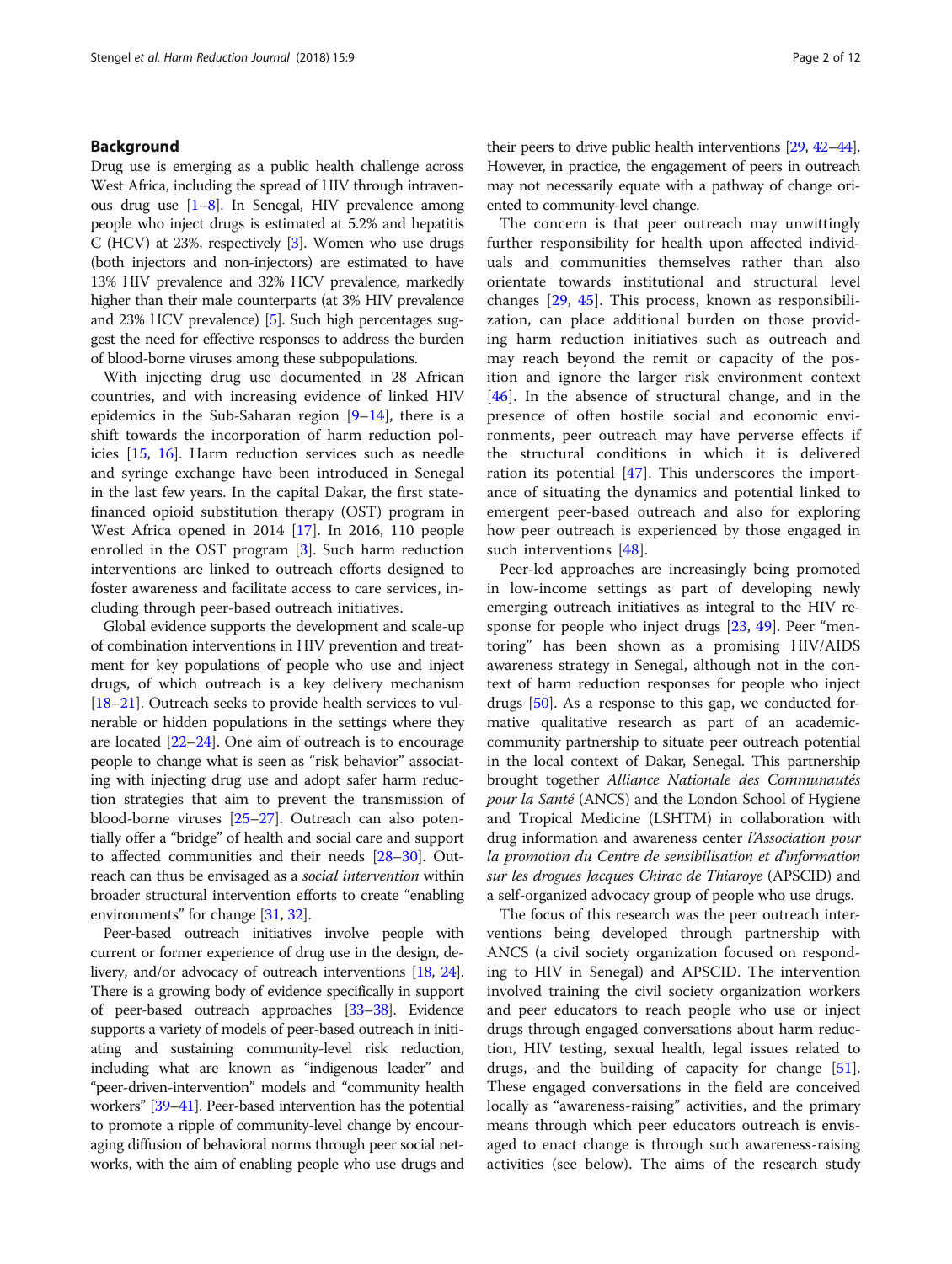## Background

Drug use is emerging as a public health challenge across West Africa, including the spread of HIV through intravenous drug use [1–8]. In Senegal, HIV prevalence among people who inject drugs is estimated at 5.2% and hepatitis C (HCV) at 23%, respectively [3]. Women who use drugs (both injectors and non-injectors) are estimated to have 13% HIV prevalence and 32% HCV prevalence, markedly higher than their male counterparts (at 3% HIV prevalence and 23% HCV prevalence) [5]. Such high percentages suggest the need for effective responses to address the burden of blood-borne viruses among these subpopulations.

With injecting drug use documented in 28 African countries, and with increasing evidence of linked HIV epidemics in the Sub-Saharan region [9–14], there is a shift towards the incorporation of harm reduction policies [15, 16]. Harm reduction services such as needle and syringe exchange have been introduced in Senegal in the last few years. In the capital Dakar, the first state-financed opioid substitution therapy (OST) program in West Africa opened in 2014 [17]. In 2016, 110 people enrolled in the OST program [3]. Such harm reduction interventions are linked to outreach efforts designed to foster awareness and facilitate access to care services, including through peer-based outreach initiatives.

Global evidence supports the development and scale-up of combination interventions in HIV prevention and treatment for key populations of people who use and inject drugs, of which outreach is a key delivery mechanism [18–21]. Outreach seeks to provide health services to vulnerable or hidden populations in the settings where they are located [22–24]. One aim of outreach is to encourage people to change what is seen as "risk behavior" associating with injecting drug use and adopt safer harm reduction strategies that aim to prevent the transmission of blood-borne viruses [25–27]. Outreach can also potentially offer a "bridge" of health and social care and support to affected communities and their needs [28–30]. Outreach can thus be envisaged as a *social intervention* within broader structural intervention efforts to create "enabling environments" for change [31, 32].

Peer-based outreach initiatives involve people with current or former experience of drug use in the design, delivery, and/or advocacy of outreach interventions [18, 24]. There is a growing body of evidence specifically in support of peer-based outreach approaches [33–38]. Evidence supports a variety of models of peer-based outreach in initiating and sustaining community-level risk reduction, including what are known as "indigenous leader" and "peer-driven-intervention" models and "community health workers" [39–41]. Peer-based intervention has the potential to promote a ripple of community-level change by encouraging diffusion of behavioral norms through peer social networks, with the aim of enabling people who use drugs and their peers to drive public health interventions [29, 42–44]. However, in practice, the engagement of peers in outreach may not necessarily equate with a pathway of change oriented to community-level change.

The concern is that peer outreach may unwittingly further responsibility for health upon affected individuals and communities themselves rather than also orientate towards institutional and structural level changes [29, 45]. This process, known as responsibilization, can place additional burden on those providing harm reduction initiatives such as outreach and may reach beyond the remit or capacity of the position and ignore the larger risk environment context [46]. In the absence of structural change, and in the presence of often hostile social and economic environments, peer outreach may have perverse effects if the structural conditions in which it is delivered ration its potential [47]. This underscores the importance of situating the dynamics and potential linked to emergent peer-based outreach and also for exploring how peer outreach is experienced by those engaged in such interventions [48].

Peer-led approaches are increasingly being promoted in low-income settings as part of developing newly emerging outreach initiatives as integral to the HIV response for people who inject drugs [23, 49]. Peer "mentoring" has been shown as a promising HIV/AIDS awareness strategy in Senegal, although not in the context of harm reduction responses for people who inject drugs [50]. As a response to this gap, we conducted formative qualitative research as part of an academic-community partnership to situate peer outreach potential in the local context of Dakar, Senegal. This partnership brought together *Alliance Nationale des Communautés pour la Santé* (ANCS) and the London School of Hygiene and Tropical Medicine (LSHTM) in collaboration with drug information and awareness center *l'Association pour la promotion du Centre de sensibilisation et d'information sur les drogues Jacques Chirac de Thiaroye* (APSCID) and a self-organized advocacy group of people who use drugs.

The focus of this research was the peer outreach interventions being developed through partnership with ANCS (a civil society organization focused on responding to HIV in Senegal) and APSCID. The intervention involved training the civil society organization workers and peer educators to reach people who use or inject drugs through engaged conversations about harm reduction, HIV testing, sexual health, legal issues related to drugs, and the building of capacity for change [51]. These engaged conversations in the field are conceived locally as "awareness-raising" activities, and the primary means through which peer educators outreach is envisaged to enact change is through such awareness-raising activities (see below). The aims of the research study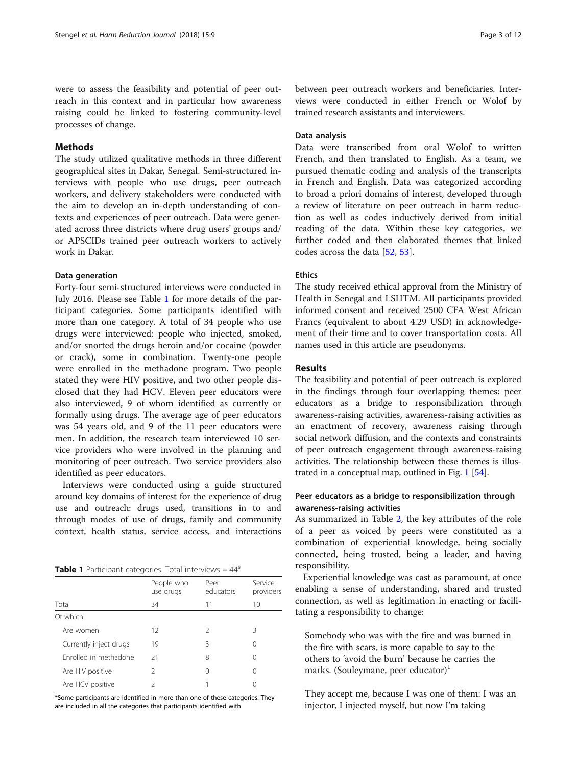were to assess the feasibility and potential of peer outreach in this context and in particular how awareness raising could be linked to fostering community-level processes of change.

## Methods

The study utilized qualitative methods in three different geographical sites in Dakar, Senegal. Semi-structured interviews with people who use drugs, peer outreach workers, and delivery stakeholders were conducted with the aim to develop an in-depth understanding of contexts and experiences of peer outreach. Data were generated across three districts where drug users' groups and/or APSCIDs trained peer outreach workers to actively work in Dakar.

### Data generation

Forty-four semi-structured interviews were conducted in July 2016. Please see Table 1 for more details of the participant categories. Some participants identified with more than one category. A total of 34 people who use drugs were interviewed: people who injected, smoked, and/or snorted the drugs heroin and/or cocaine (powder or crack), some in combination. Twenty-one people were enrolled in the methadone program. Two people stated they were HIV positive, and two other people disclosed that they had HCV. Eleven peer educators were also interviewed, 9 of whom identified as currently or formally using drugs. The average age of peer educators was 54 years old, and 9 of the 11 peer educators were men. In addition, the research team interviewed 10 service providers who were involved in the planning and monitoring of peer outreach. Two service providers also identified as peer educators.

Interviews were conducted using a guide structured around key domains of interest for the experience of drug use and outreach: drugs used, transitions in to and through modes of use of drugs, family and community context, health status, service access, and interactions between peer outreach workers and beneficiaries. Interviews were conducted in either French or Wolof by trained research assistants and interviewers.

**Table 1** Participant categories. Total interviews = 44*

| | People who use drugs | Peer educators | Service providers |
|---|---|---|---|
| Total | 34 | 11 | 10 |
| Of which | | | |
| Are women | 12 | 2 | 3 |
| Currently inject drugs | 19 | 3 | 0 |
| Enrolled in methadone | 21 | 8 | 0 |
| Are HIV positive | 2 | 0 | 0 |
| Are HCV positive | 2 | 1 | 0 |

*Some participants are identified in more than one of these categories. They are included in all the categories that participants identified with

### Data analysis

Data were transcribed from oral Wolof to written French, and then translated to English. As a team, we pursued thematic coding and analysis of the transcripts in French and English. Data was categorized according to broad a priori domains of interest, developed through a review of literature on peer outreach in harm reduction as well as codes inductively derived from initial reading of the data. Within these key categories, we further coded and then elaborated themes that linked codes across the data [52, 53].

### Ethics

The study received ethical approval from the Ministry of Health in Senegal and LSHTM. All participants provided informed consent and received 2500 CFA West African Francs (equivalent to about 4.29 USD) in acknowledgement of their time and to cover transportation costs. All names used in this article are pseudonyms.

## Results

The feasibility and potential of peer outreach is explored in the findings through four overlapping themes: peer educators as a bridge to responsibilization through awareness-raising activities, awareness-raising activities as an enactment of recovery, awareness raising through social network diffusion, and the contexts and constraints of peer outreach engagement through awareness-raising activities. The relationship between these themes is illustrated in a conceptual map, outlined in Fig. 1 [54].

### Peer educators as a bridge to responsibilization through awareness-raising activities

As summarized in Table 2, the key attributes of the role of a peer as voiced by peers were constituted as a combination of experiential knowledge, being socially connected, being trusted, being a leader, and having responsibility.

Experiential knowledge was cast as paramount, at once enabling a sense of understanding, shared and trusted connection, as well as legitimation in enacting or facilitating a responsibility to change:

> Somebody who was with the fire and was burned in the fire with scars, is more capable to say to the others to 'avoid the burn' because he carries the marks. (Souleymane, peer educator)[1]

> They accept me, because I was one of them: I was an injector, I injected myself, but now I'm taking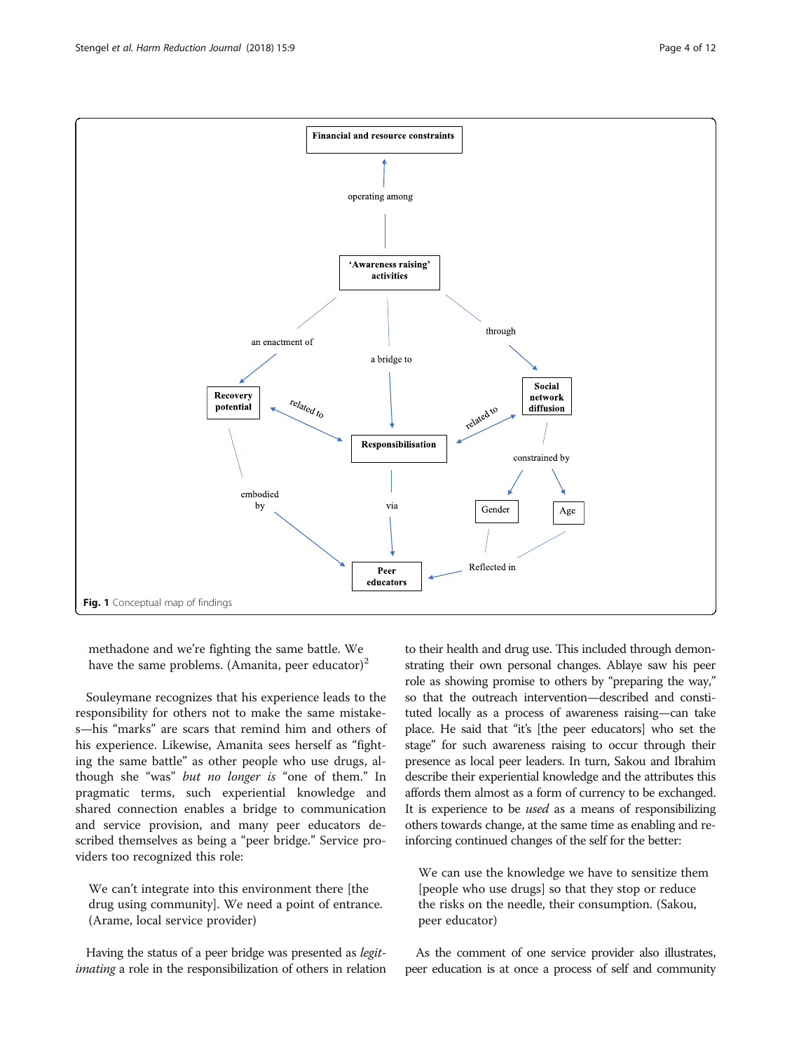Financial and resource constraints

operating among

'Awareness raising' activities

an enactment of

a bridge to

through

Recovery potential

related to

Social network diffusion

related to

Responsibilisation

constrained by

embodied by

via

Gender

Age

Reflected in

Peer educators

**Fig. 1** Conceptual map of findings

> methadone and we're fighting the same battle. We have the same problems. (Amanita, peer educator)[2]

Souleymane recognizes that his experience leads to the responsibility for others not to make the same mistakes—his "marks" are scars that remind him and others of his experience. Likewise, Amanita sees herself as "fighting the same battle" as other people who use drugs, although she "was" *but no longer is* "one of them." In pragmatic terms, such experiential knowledge and shared connection enables a bridge to communication and service provision, and many peer educators described themselves as being a "peer bridge." Service providers too recognized this role:

> We can't integrate into this environment there [the drug using community]. We need a point of entrance. (Arame, local service provider)

Having the status of a peer bridge was presented as *legitimating* a role in the responsibilization of others in relation to their health and drug use. This included through demonstrating their own personal changes. Ablaye saw his peer role as showing promise to others by "preparing the way," so that the outreach intervention—described and constituted locally as a process of awareness raising—can take place. He said that "it's [the peer educators] who set the stage" for such awareness raising to occur through their presence as local peer leaders. In turn, Sakou and Ibrahim describe their experiential knowledge and the attributes this affords them almost as a form of currency to be exchanged. It is experience to be *used* as a means of responsibilizing others towards change, at the same time as enabling and reinforcing continued changes of the self for the better:

> We can use the knowledge we have to sensitize them [people who use drugs] so that they stop or reduce the risks on the needle, their consumption. (Sakou, peer educator)

As the comment of one service provider also illustrates, peer education is at once a process of self and community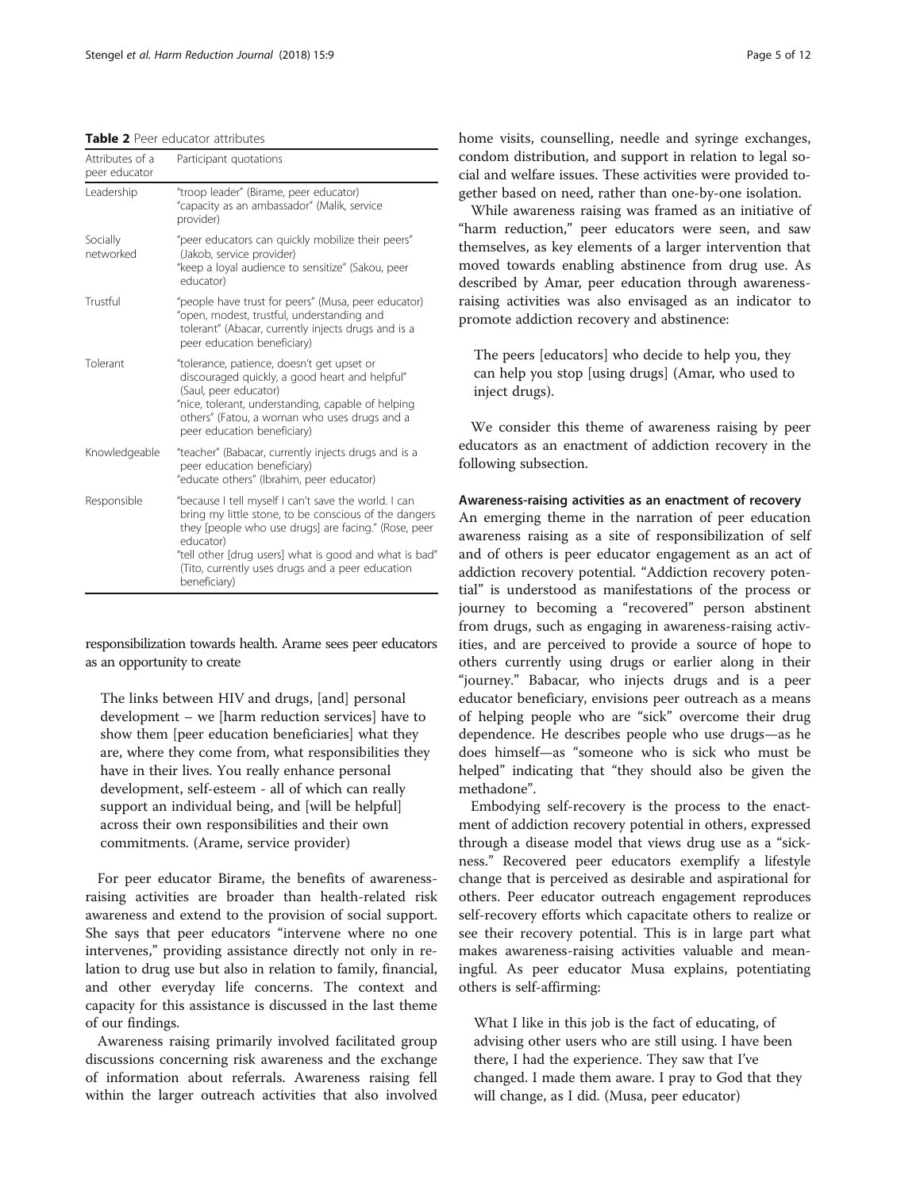**Table 2** Peer educator attributes

| Attributes of a peer educator | Participant quotations |
| --- | --- |
| Leadership | "troop leader" (Birame, peer educator)<br>"capacity as an ambassador" (Malik, service provider) |
| Socially networked | "peer educators can quickly mobilize their peers" (Jakob, service provider)<br>"keep a loyal audience to sensitize" (Sakou, peer educator) |
| Trustful | "people have trust for peers" (Musa, peer educator)<br>"open, modest, trustful, understanding and tolerant" (Abacar, currently injects drugs and is a peer education beneficiary) |
| Tolerant | "tolerance, patience, doesn't get upset or discouraged quickly, a good heart and helpful" (Saul, peer educator)<br>"nice, tolerant, understanding, capable of helping others" (Fatou, a woman who uses drugs and a peer education beneficiary) |
| Knowledgeable | "teacher" (Babacar, currently injects drugs and is a peer education beneficiary)<br>"educate others" (Ibrahim, peer educator) |
| Responsible | "because I tell myself I can't save the world. I can bring my little stone, to be conscious of the dangers they [people who use drugs] are facing." (Rose, peer educator)<br>"tell other [drug users] what is good and what is bad" (Tito, currently uses drugs and a peer education beneficiary) |

responsibilization towards health. Arame sees peer educators as an opportunity to create

> The links between HIV and drugs, [and] personal development – we [harm reduction services] have to show them [peer education beneficiaries] what they are, where they come from, what responsibilities they have in their lives. You really enhance personal development, self-esteem - all of which can really support an individual being, and [will be helpful] across their own responsibilities and their own commitments. (Arame, service provider)

For peer educator Birame, the benefits of awareness-raising activities are broader than health-related risk awareness and extend to the provision of social support. She says that peer educators "intervene where no one intervenes," providing assistance directly not only in relation to drug use but also in relation to family, financial, and other everyday life concerns. The context and capacity for this assistance is discussed in the last theme of our findings.

Awareness raising primarily involved facilitated group discussions concerning risk awareness and the exchange of information about referrals. Awareness raising fell within the larger outreach activities that also involved home visits, counselling, needle and syringe exchanges, condom distribution, and support in relation to legal social and welfare issues. These activities were provided together based on need, rather than one-by-one isolation.

While awareness raising was framed as an initiative of "harm reduction," peer educators were seen, and saw themselves, as key elements of a larger intervention that moved towards enabling abstinence from drug use. As described by Amar, peer education through awareness-raising activities was also envisaged as an indicator to promote addiction recovery and abstinence:

> The peers [educators] who decide to help you, they can help you stop [using drugs] (Amar, who used to inject drugs).

We consider this theme of awareness raising by peer educators as an enactment of addiction recovery in the following subsection.

#### Awareness-raising activities as an enactment of recovery

An emerging theme in the narration of peer education awareness raising as a site of responsibilization of self and of others is peer educator engagement as an act of addiction recovery potential. "Addiction recovery potential" is understood as manifestations of the process or journey to becoming a "recovered" person abstinent from drugs, such as engaging in awareness-raising activities, and are perceived to provide a source of hope to others currently using drugs or earlier along in their "journey." Babacar, who injects drugs and is a peer educator beneficiary, envisions peer outreach as a means of helping people who are "sick" overcome their drug dependence. He describes people who use drugs—as he does himself—as "someone who is sick who must be helped" indicating that "they should also be given the methadone".

Embodying self-recovery is the process to the enactment of addiction recovery potential in others, expressed through a disease model that views drug use as a "sickness." Recovered peer educators exemplify a lifestyle change that is perceived as desirable and aspirational for others. Peer educator outreach engagement reproduces self-recovery efforts which capacitate others to realize or see their recovery potential. This is in large part what makes awareness-raising activities valuable and meaningful. As peer educator Musa explains, potentiating others is self-affirming:

> What I like in this job is the fact of educating, of advising other users who are still using. I have been there, I had the experience. They saw that I've changed. I made them aware. I pray to God that they will change, as I did. (Musa, peer educator)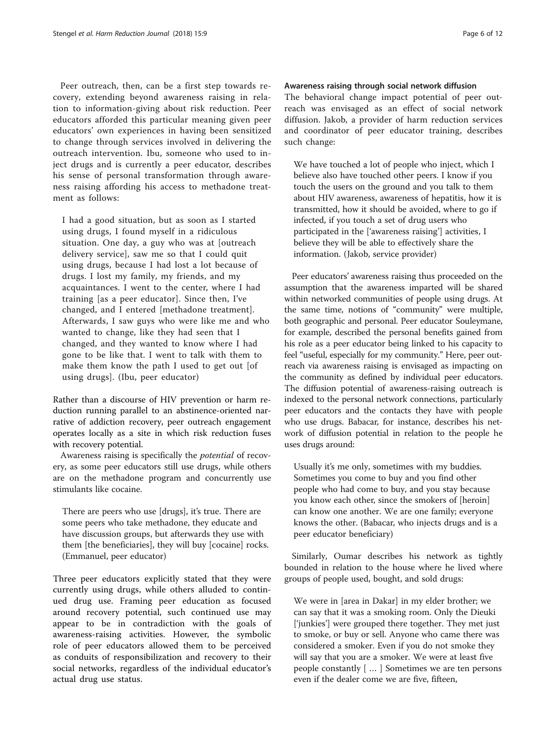Peer outreach, then, can be a first step towards recovery, extending beyond awareness raising in relation to information-giving about risk reduction. Peer educators afforded this particular meaning given peer educators' own experiences in having been sensitized to change through services involved in delivering the outreach intervention. Ibu, someone who used to inject drugs and is currently a peer educator, describes his sense of personal transformation through awareness raising affording his access to methadone treatment as follows:

> I had a good situation, but as soon as I started using drugs, I found myself in a ridiculous situation. One day, a guy who was at [outreach delivery service], saw me so that I could quit using drugs, because I had lost a lot because of drugs. I lost my family, my friends, and my acquaintances. I went to the center, where I had training [as a peer educator]. Since then, I've changed, and I entered [methadone treatment]. Afterwards, I saw guys who were like me and who wanted to change, like they had seen that I changed, and they wanted to know where I had gone to be like that. I went to talk with them to make them know the path I used to get out [of using drugs]. (Ibu, peer educator)

Rather than a discourse of HIV prevention or harm reduction running parallel to an abstinence-oriented narrative of addiction recovery, peer outreach engagement operates locally as a site in which risk reduction fuses with recovery potential.

Awareness raising is specifically the *potential* of recovery, as some peer educators still use drugs, while others are on the methadone program and concurrently use stimulants like cocaine.

> There are peers who use [drugs], it's true. There are some peers who take methadone, they educate and have discussion groups, but afterwards they use with them [the beneficiaries], they will buy [cocaine] rocks. (Emmanuel, peer educator)

Three peer educators explicitly stated that they were currently using drugs, while others alluded to continued drug use. Framing peer education as focused around recovery potential, such continued use may appear to be in contradiction with the goals of awareness-raising activities. However, the symbolic role of peer educators allowed them to be perceived as conduits of responsibilization and recovery to their social networks, regardless of the individual educator's actual drug use status.

#### Awareness raising through social network diffusion

The behavioral change impact potential of peer outreach was envisaged as an effect of social network diffusion. Jakob, a provider of harm reduction services and coordinator of peer educator training, describes such change:

> We have touched a lot of people who inject, which I believe also have touched other peers. I know if you touch the users on the ground and you talk to them about HIV awareness, awareness of hepatitis, how it is transmitted, how it should be avoided, where to go if infected, if you touch a set of drug users who participated in the ['awareness raising'] activities, I believe they will be able to effectively share the information. (Jakob, service provider)

Peer educators' awareness raising thus proceeded on the assumption that the awareness imparted will be shared within networked communities of people using drugs. At the same time, notions of "community" were multiple, both geographic and personal. Peer educator Souleymane, for example, described the personal benefits gained from his role as a peer educator being linked to his capacity to feel "useful, especially for my community." Here, peer outreach via awareness raising is envisaged as impacting on the community as defined by individual peer educators. The diffusion potential of awareness-raising outreach is indexed to the personal network connections, particularly peer educators and the contacts they have with people who use drugs. Babacar, for instance, describes his network of diffusion potential in relation to the people he uses drugs around:

> Usually it's me only, sometimes with my buddies. Sometimes you come to buy and you find other people who had come to buy, and you stay because you know each other, since the smokers of [heroin] can know one another. We are one family; everyone knows the other. (Babacar, who injects drugs and is a peer educator beneficiary)

Similarly, Oumar describes his network as tightly bounded in relation to the house where he lived where groups of people used, bought, and sold drugs:

> We were in [area in Dakar] in my elder brother; we can say that it was a smoking room. Only the Dieuki ['junkies'] were grouped there together. They met just to smoke, or buy or sell. Anyone who came there was considered a smoker. Even if you do not smoke they will say that you are a smoker. We were at least five people constantly [ … ] Sometimes we are ten persons even if the dealer come we are five, fifteen,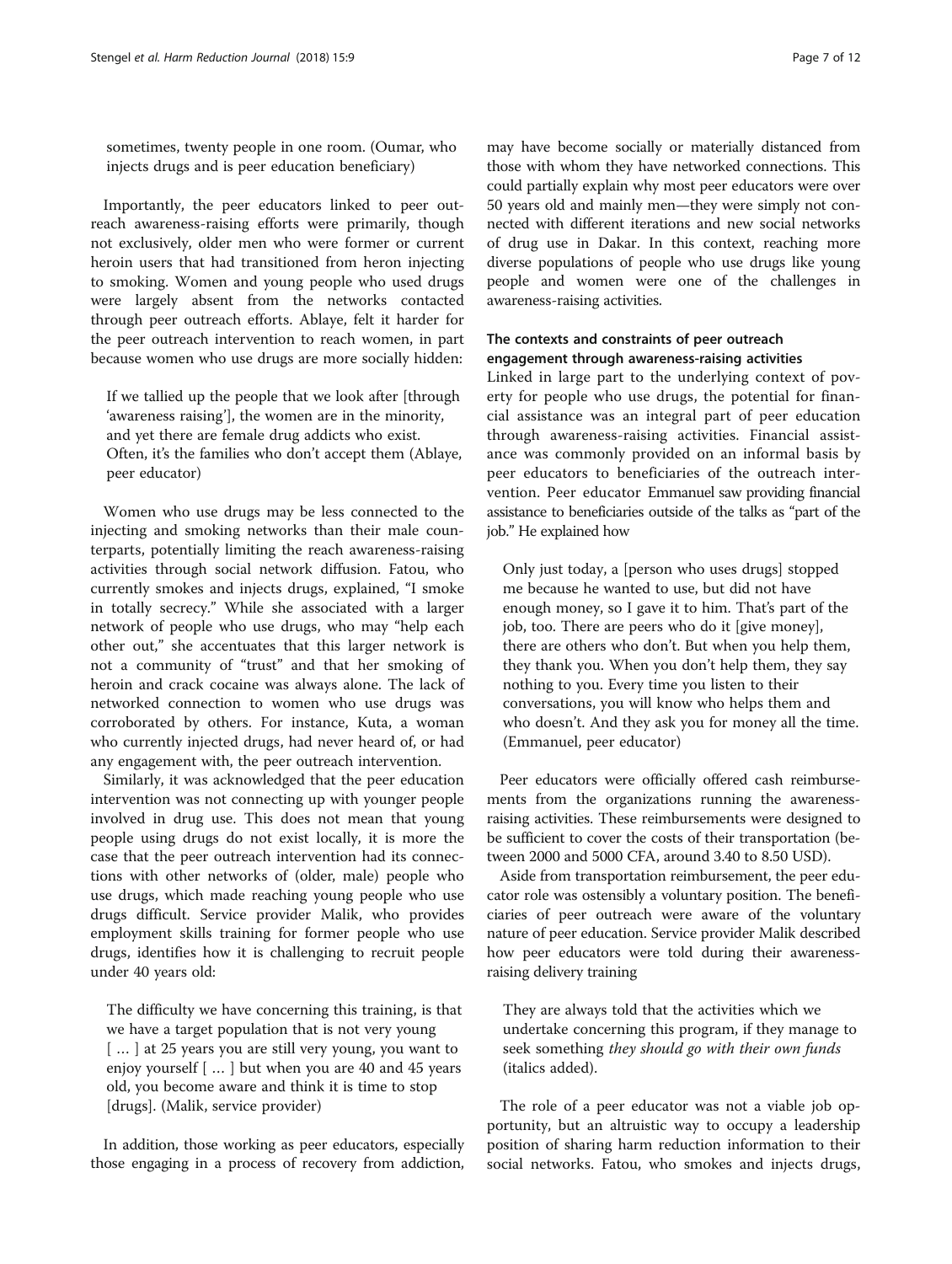sometimes, twenty people in one room. (Oumar, who injects drugs and is peer education beneficiary)

Importantly, the peer educators linked to peer outreach awareness-raising efforts were primarily, though not exclusively, older men who were former or current heroin users that had transitioned from heron injecting to smoking. Women and young people who used drugs were largely absent from the networks contacted through peer outreach efforts. Ablaye, felt it harder for the peer outreach intervention to reach women, in part because women who use drugs are more socially hidden:

> If we tallied up the people that we look after [through 'awareness raising'], the women are in the minority, and yet there are female drug addicts who exist. Often, it's the families who don't accept them (Ablaye, peer educator)

Women who use drugs may be less connected to the injecting and smoking networks than their male counterparts, potentially limiting the reach awareness-raising activities through social network diffusion. Fatou, who currently smokes and injects drugs, explained, "I smoke in totally secrecy." While she associated with a larger network of people who use drugs, who may "help each other out," she accentuates that this larger network is not a community of "trust" and that her smoking of heroin and crack cocaine was always alone. The lack of networked connection to women who use drugs was corroborated by others. For instance, Kuta, a woman who currently injected drugs, had never heard of, or had any engagement with, the peer outreach intervention.

Similarly, it was acknowledged that the peer education intervention was not connecting up with younger people involved in drug use. This does not mean that young people using drugs do not exist locally, it is more the case that the peer outreach intervention had its connections with other networks of (older, male) people who use drugs, which made reaching young people who use drugs difficult. Service provider Malik, who provides employment skills training for former people who use drugs, identifies how it is challenging to recruit people under 40 years old:

> The difficulty we have concerning this training, is that we have a target population that is not very young [ … ] at 25 years you are still very young, you want to enjoy yourself [ … ] but when you are 40 and 45 years old, you become aware and think it is time to stop [drugs]. (Malik, service provider)

In addition, those working as peer educators, especially those engaging in a process of recovery from addiction, may have become socially or materially distanced from those with whom they have networked connections. This could partially explain why most peer educators were over 50 years old and mainly men—they were simply not connected with different iterations and new social networks of drug use in Dakar. In this context, reaching more diverse populations of people who use drugs like young people and women were one of the challenges in awareness-raising activities.

### The contexts and constraints of peer outreach engagement through awareness-raising activities

Linked in large part to the underlying context of poverty for people who use drugs, the potential for financial assistance was an integral part of peer education through awareness-raising activities. Financial assistance was commonly provided on an informal basis by peer educators to beneficiaries of the outreach intervention. Peer educator Emmanuel saw providing financial assistance to beneficiaries outside of the talks as "part of the job." He explained how

> Only just today, a [person who uses drugs] stopped me because he wanted to use, but did not have enough money, so I gave it to him. That's part of the job, too. There are peers who do it [give money], there are others who don't. But when you help them, they thank you. When you don't help them, they say nothing to you. Every time you listen to their conversations, you will know who helps them and who doesn't. And they ask you for money all the time. (Emmanuel, peer educator)

Peer educators were officially offered cash reimbursements from the organizations running the awareness-raising activities. These reimbursements were designed to be sufficient to cover the costs of their transportation (between 2000 and 5000 CFA, around 3.40 to 8.50 USD).

Aside from transportation reimbursement, the peer educator role was ostensibly a voluntary position. The beneficiaries of peer outreach were aware of the voluntary nature of peer education. Service provider Malik described how peer educators were told during their awareness-raising delivery training

> They are always told that the activities which we undertake concerning this program, if they manage to seek something *they should go with their own funds* (italics added).

The role of a peer educator was not a viable job opportunity, but an altruistic way to occupy a leadership position of sharing harm reduction information to their social networks. Fatou, who smokes and injects drugs,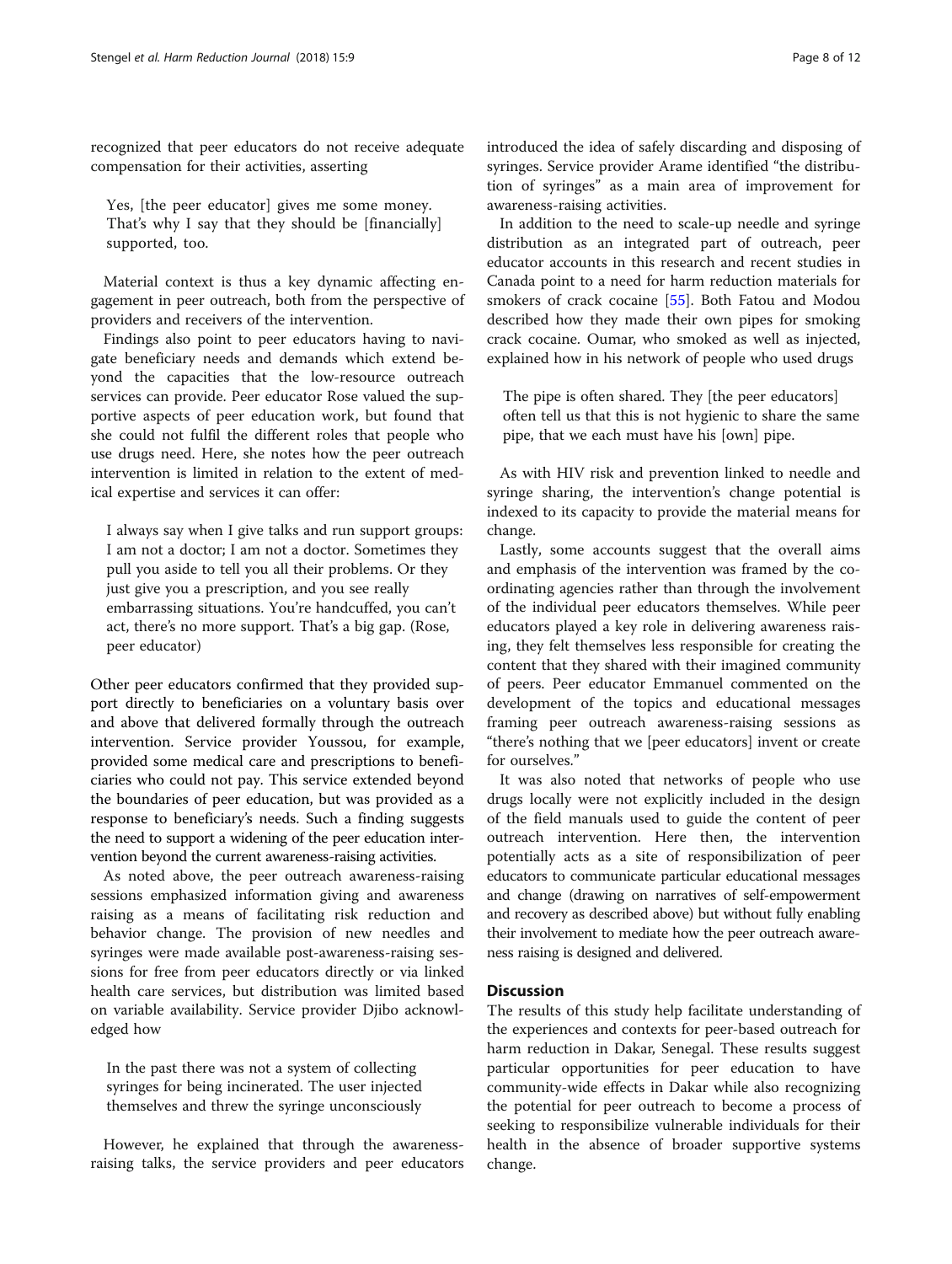recognized that peer educators do not receive adequate compensation for their activities, asserting

> Yes, [the peer educator] gives me some money. That's why I say that they should be [financially] supported, too.

Material context is thus a key dynamic affecting engagement in peer outreach, both from the perspective of providers and receivers of the intervention.

Findings also point to peer educators having to navigate beneficiary needs and demands which extend beyond the capacities that the low-resource outreach services can provide. Peer educator Rose valued the supportive aspects of peer education work, but found that she could not fulfil the different roles that people who use drugs need. Here, she notes how the peer outreach intervention is limited in relation to the extent of medical expertise and services it can offer:

> I always say when I give talks and run support groups: I am not a doctor; I am not a doctor. Sometimes they pull you aside to tell you all their problems. Or they just give you a prescription, and you see really embarrassing situations. You're handcuffed, you can't act, there's no more support. That's a big gap. (Rose, peer educator)

Other peer educators confirmed that they provided support directly to beneficiaries on a voluntary basis over and above that delivered formally through the outreach intervention. Service provider Youssou, for example, provided some medical care and prescriptions to beneficiaries who could not pay. This service extended beyond the boundaries of peer education, but was provided as a response to beneficiary's needs. Such a finding suggests the need to support a widening of the peer education intervention beyond the current awareness-raising activities.

As noted above, the peer outreach awareness-raising sessions emphasized information giving and awareness raising as a means of facilitating risk reduction and behavior change. The provision of new needles and syringes were made available post-awareness-raising sessions for free from peer educators directly or via linked health care services, but distribution was limited based on variable availability. Service provider Djibo acknowledged how

> In the past there was not a system of collecting syringes for being incinerated. The user injected themselves and threw the syringe unconsciously

However, he explained that through the awareness-raising talks, the service providers and peer educators introduced the idea of safely discarding and disposing of syringes. Service provider Arame identified "the distribution of syringes" as a main area of improvement for awareness-raising activities.

In addition to the need to scale-up needle and syringe distribution as an integrated part of outreach, peer educator accounts in this research and recent studies in Canada point to a need for harm reduction materials for smokers of crack cocaine [55]. Both Fatou and Modou described how they made their own pipes for smoking crack cocaine. Oumar, who smoked as well as injected, explained how in his network of people who used drugs

> The pipe is often shared. They [the peer educators] often tell us that this is not hygienic to share the same pipe, that we each must have his [own] pipe.

As with HIV risk and prevention linked to needle and syringe sharing, the intervention's change potential is indexed to its capacity to provide the material means for change.

Lastly, some accounts suggest that the overall aims and emphasis of the intervention was framed by the coordinating agencies rather than through the involvement of the individual peer educators themselves. While peer educators played a key role in delivering awareness raising, they felt themselves less responsible for creating the content that they shared with their imagined community of peers. Peer educator Emmanuel commented on the development of the topics and educational messages framing peer outreach awareness-raising sessions as "there's nothing that we [peer educators] invent or create for ourselves."

It was also noted that networks of people who use drugs locally were not explicitly included in the design of the field manuals used to guide the content of peer outreach intervention. Here then, the intervention potentially acts as a site of responsibilization of peer educators to communicate particular educational messages and change (drawing on narratives of self-empowerment and recovery as described above) but without fully enabling their involvement to mediate how the peer outreach awareness raising is designed and delivered.

## Discussion

The results of this study help facilitate understanding of the experiences and contexts for peer-based outreach for harm reduction in Dakar, Senegal. These results suggest particular opportunities for peer education to have community-wide effects in Dakar while also recognizing the potential for peer outreach to become a process of seeking to responsibilize vulnerable individuals for their health in the absence of broader supportive systems change.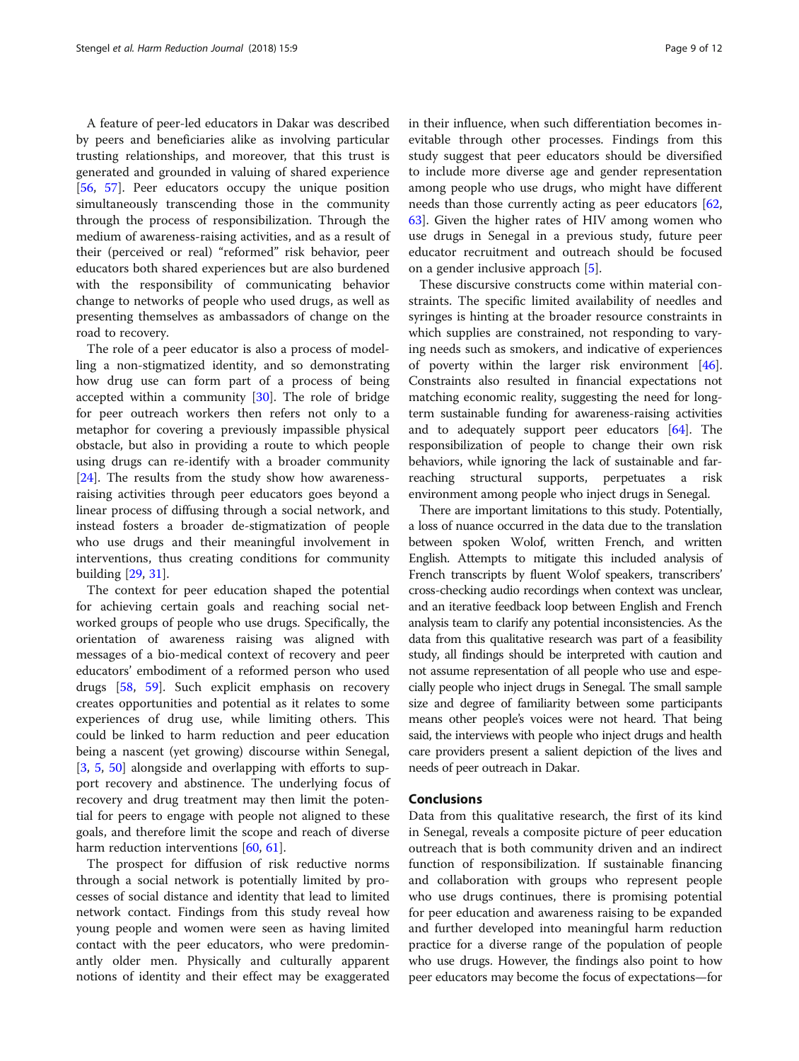A feature of peer-led educators in Dakar was described by peers and beneficiaries alike as involving particular trusting relationships, and moreover, that this trust is generated and grounded in valuing of shared experience [56, 57]. Peer educators occupy the unique position simultaneously transcending those in the community through the process of responsibilization. Through the medium of awareness-raising activities, and as a result of their (perceived or real) "reformed" risk behavior, peer educators both shared experiences but are also burdened with the responsibility of communicating behavior change to networks of people who used drugs, as well as presenting themselves as ambassadors of change on the road to recovery.

The role of a peer educator is also a process of modelling a non-stigmatized identity, and so demonstrating how drug use can form part of a process of being accepted within a community [30]. The role of bridge for peer outreach workers then refers not only to a metaphor for covering a previously impassible physical obstacle, but also in providing a route to which people using drugs can re-identify with a broader community [24]. The results from the study show how awareness-raising activities through peer educators goes beyond a linear process of diffusing through a social network, and instead fosters a broader de-stigmatization of people who use drugs and their meaningful involvement in interventions, thus creating conditions for community building [29, 31].

The context for peer education shaped the potential for achieving certain goals and reaching social networked groups of people who use drugs. Specifically, the orientation of awareness raising was aligned with messages of a bio-medical context of recovery and peer educators' embodiment of a reformed person who used drugs [58, 59]. Such explicit emphasis on recovery creates opportunities and potential as it relates to some experiences of drug use, while limiting others. This could be linked to harm reduction and peer education being a nascent (yet growing) discourse within Senegal, [3, 5, 50] alongside and overlapping with efforts to support recovery and abstinence. The underlying focus of recovery and drug treatment may then limit the potential for peers to engage with people not aligned to these goals, and therefore limit the scope and reach of diverse harm reduction interventions [60, 61].

The prospect for diffusion of risk reductive norms through a social network is potentially limited by processes of social distance and identity that lead to limited network contact. Findings from this study reveal how young people and women were seen as having limited contact with the peer educators, who were predominantly older men. Physically and culturally apparent notions of identity and their effect may be exaggerated in their influence, when such differentiation becomes inevitable through other processes. Findings from this study suggest that peer educators should be diversified to include more diverse age and gender representation among people who use drugs, who might have different needs than those currently acting as peer educators [62, 63]. Given the higher rates of HIV among women who use drugs in Senegal in a previous study, future peer educator recruitment and outreach should be focused on a gender inclusive approach [5].

These discursive constructs come within material constraints. The specific limited availability of needles and syringes is hinting at the broader resource constraints in which supplies are constrained, not responding to varying needs such as smokers, and indicative of experiences of poverty within the larger risk environment [46]. Constraints also resulted in financial expectations not matching economic reality, suggesting the need for long-term sustainable funding for awareness-raising activities and to adequately support peer educators [64]. The responsibilization of people to change their own risk behaviors, while ignoring the lack of sustainable and far-reaching structural supports, perpetuates a risk environment among people who inject drugs in Senegal.

There are important limitations to this study. Potentially, a loss of nuance occurred in the data due to the translation between spoken Wolof, written French, and written English. Attempts to mitigate this included analysis of French transcripts by fluent Wolof speakers, transcribers' cross-checking audio recordings when context was unclear, and an iterative feedback loop between English and French analysis team to clarify any potential inconsistencies. As the data from this qualitative research was part of a feasibility study, all findings should be interpreted with caution and not assume representation of all people who use and especially people who inject drugs in Senegal. The small sample size and degree of familiarity between some participants means other people's voices were not heard. That being said, the interviews with people who inject drugs and health care providers present a salient depiction of the lives and needs of peer outreach in Dakar.

## Conclusions

Data from this qualitative research, the first of its kind in Senegal, reveals a composite picture of peer education outreach that is both community driven and an indirect function of responsibilization. If sustainable financing and collaboration with groups who represent people who use drugs continues, there is promising potential for peer education and awareness raising to be expanded and further developed into meaningful harm reduction practice for a diverse range of the population of people who use drugs. However, the findings also point to how peer educators may become the focus of expectations—for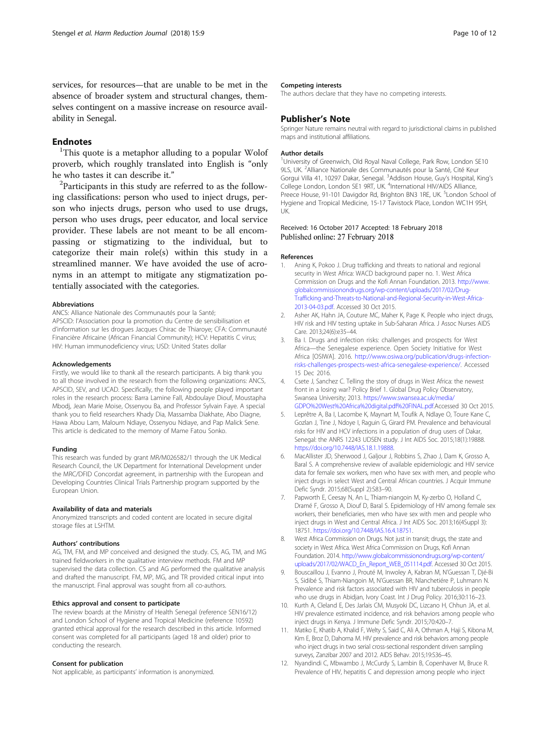services, for resources—that are unable to be met in the absence of broader system and structural changes, themselves contingent on a massive increase on resource availability in Senegal.

## Endnotes

[1]This quote is a metaphor alluding to a popular Wolof proverb, which roughly translated into English is "only he who tastes it can describe it."

[2]Participants in this study are referred to as the following classifications: person who used to inject drugs, person who injects drugs, person who used to use drugs, person who uses drugs, peer educator, and local service provider. These labels are not meant to be all encompassing or stigmatizing to the individual, but to categorize their main role(s) within this study in a streamlined manner. We have avoided the use of acronyms in an attempt to mitigate any stigmatization potentially associated with the categories.

### Abbreviations

ANCS: Alliance Nationale des Communautés pour la Santé; APSCID: l'Association pour la promotion du Centre de sensibilisation et d'information sur les drogues Jacques Chirac de Thiaroye; CFA: Communauté Financière Africaine (African Financial Community); HCV: Hepatitis C virus; HIV: Human immunodeficiency virus; USD: United States dollar

### Acknowledgements

Firstly, we would like to thank all the research participants. A big thank you to all those involved in the research from the following organizations: ANCS, APSCID, SEV, and UCAD. Specifically, the following people played important roles in the research process: Barra Lamine Fall, Abdoulaye Diouf, Moustapha Mbodj, Jean Marie Moise, Ossenyou Ba, and Professor Sylvain Faye. A special thank you to field researchers Khady Dia, Massamba Diakhate, Abo Diagne, Hawa Abou Lam, Maloum Ndiaye, Ossenyou Ndiaye, and Pap Malick Sene. This article is dedicated to the memory of Mame Fatou Sonko.

### Funding

This research was funded by grant MR/M026582/1 through the UK Medical Research Council, the UK Department for International Development under the MRC/DFID Concordat agreement, in partnership with the European and Developing Countries Clinical Trials Partnership program supported by the European Union.

### Availability of data and materials

Anonymized transcripts and coded content are located in secure digital storage files at LSHTM.

### Authors' contributions

AG, TM, FM, and MP conceived and designed the study. CS, AG, TM, and MG trained fieldworkers in the qualitative interview methods. FM and MP supervised the data collection. CS and AG performed the qualitative analysis and drafted the manuscript. FM, MP, MG, and TR provided critical input into the manuscript. Final approval was sought from all co-authors.

### Ethics approval and consent to participate

The review boards at the Ministry of Health Senegal (reference SEN16/12) and London School of Hygiene and Tropical Medicine (reference 10592) granted ethical approval for the research described in this article. Informed consent was completed for all participants (aged 18 and older) prior to conducting the research.

### Consent for publication

Not applicable, as participants' information is anonymized.

### Competing interests

The authors declare that they have no competing interests.

## Publisher's Note

Springer Nature remains neutral with regard to jurisdictional claims in published maps and institutional affiliations.

### Author details

[1]University of Greenwich, Old Royal Naval College, Park Row, London SE10 9LS, UK. [2]Alliance Nationale des Communautés pour la Santé, Cité Keur Gorgui Villa 41, 10297 Dakar, Senegal. [3]Addison House, Guy's Hospital, King's College London, London SE1 9RT, UK. [4]International HIV/AIDS Alliance, Preece House, 91-101 Davigdor Rd, Brighton BN3 1RE, UK. [5]London School of Hygiene and Tropical Medicine, 15-17 Tavistock Place, London WC1H 9SH, UK.

Received: 16 October 2017 Accepted: 18 February 2018
Published online: 27 February 2018

### References

1. Aning K, Pokoo J. Drug trafficking and threats to national and regional security in West Africa: WACD background paper no. 1. West Africa Commission on Drugs and the Kofi Annan Foundation. 2013. http://www.globalcommissionondrugs.org/wp-content/uploads/2017/02/Drug-Trafficking-and-Threats-to-National-and-Regional-Security-in-West-Africa-2013-04-03.pdf. Accessed 30 Oct 2015.
2. Asher AK, Hahn JA, Couture MC, Maher K, Page K. People who inject drugs, HIV risk and HIV testing uptake in Sub-Saharan Africa. J Assoc Nurses AIDS Care. 2013;24(6):e35–44.
3. Ba I. Drugs and infection risks: challenges and prospects for West Africa—the Senegalese experience. Open Society Initiative for West Africa [OSIWA]. 2016. http://www.osiwa.org/publication/drugs-infection-risks-challenges-prospects-west-africa-senegalese-experience/. Accessed 15 Dec 2016.
4. Csete J, Sanchez C. Telling the story of drugs in West Africa: the newest front in a losing war? Policy Brief 1. Global Drug Policy Observatory, Swansea University; 2013. https://www.swansea.ac.uk/media/GDPO%20West%20Africa%20digital.pdf%20FINAL.pdf.Accessed 30 Oct 2015.
5. Leprêtre A, Ba I, Lacombe K, Maynart M, Toufik A, Ndlaye O, Toure Kane C, Gozlan J, Tine J, Ndoye I, Raguin G, Girard PM. Prevalence and behavioural risks for HIV and HCV infections in a population of drug users of Dakar, Senegal: the ANRS 12243 UDSEN study. J Int AIDS Soc. 2015;18(1):19888. https://doi.org/10.7448/IAS.18.1.19888.
6. MacAllister JD, Sherwood J, Galjour J, Robbins S, Zhao J, Dam K, Grosso A, Baral S. A comprehensive review of available epidemiologic and HIV service data for female sex workers, men who have sex with men, and people who inject drugs in select West and Central African countries. J Acquir Immune Defic Syndr. 2015;68(Suppl 2):S83–90.
7. Papworth E, Ceesay N, An L, Thiam-niangoin M, Ky-zerbo O, Holland C, Dramé F, Grosso A, Diouf D, Baral S. Epidemiology of HIV among female sex workers, their beneficiaries, men who have sex with men and people who inject drugs in West and Central Africa. J Int AIDS Soc. 2013;16(4Suppl 3):18751. https://doi.org/10.7448/IAS.16.4.18751.
8. West Africa Commission on Drugs. Not just in transit; drugs, the state and society in West Africa. West Africa Commission on Drugs, Kofi Annan Foundation. 2014. http://www.globalcommissionondrugs.org/wp-content/uploads/2017/02/WACD_En_Report_WEB_051114.pdf. Accessed 30 Oct 2015.
9. Bouscaillou J, Evanno J, Prouté M, Inwoley A, Kabran M, N'Guessan T, Djé-Bi S, Sidibé S, Thiam-Niangoin M, N'Guessan BR, Nlanchetiére P, Luhmann N. Prevalence and risk factors associated with HIV and tuberculosis in people who use drugs in Abidjan, Ivory Coast. Int J Drug Policy. 2016;30:116–23.
10. Kurth A, Cleland E, Des Jarlais CM, Musyoki DC, Lizcano H, Chhun JA, et al. HIV prevalence estimated incidence, and risk behaviors among people who inject drugs in Kenya. J Immune Defic Syndr. 2015;70:420–7.
11. Matiko E, Khatib A, Khalid F, Welty S, Said C, Ali A, Othman A, Haji S, Kibona M, Kim E, Broz D, Dahoma M. HIV prevalence and risk behaviors among people who inject drugs in two serial cross-sectional respondent driven sampling surveys, Zanzibar 2007 and 2012. AIDS Behav. 2015;19:S36–45.
12. Nyandindi C, Mbwambo J, McCurdy S, Lambin B, Copenhaver M, Bruce R. Prevalence of HIV, hepatitis C and depression among people who inject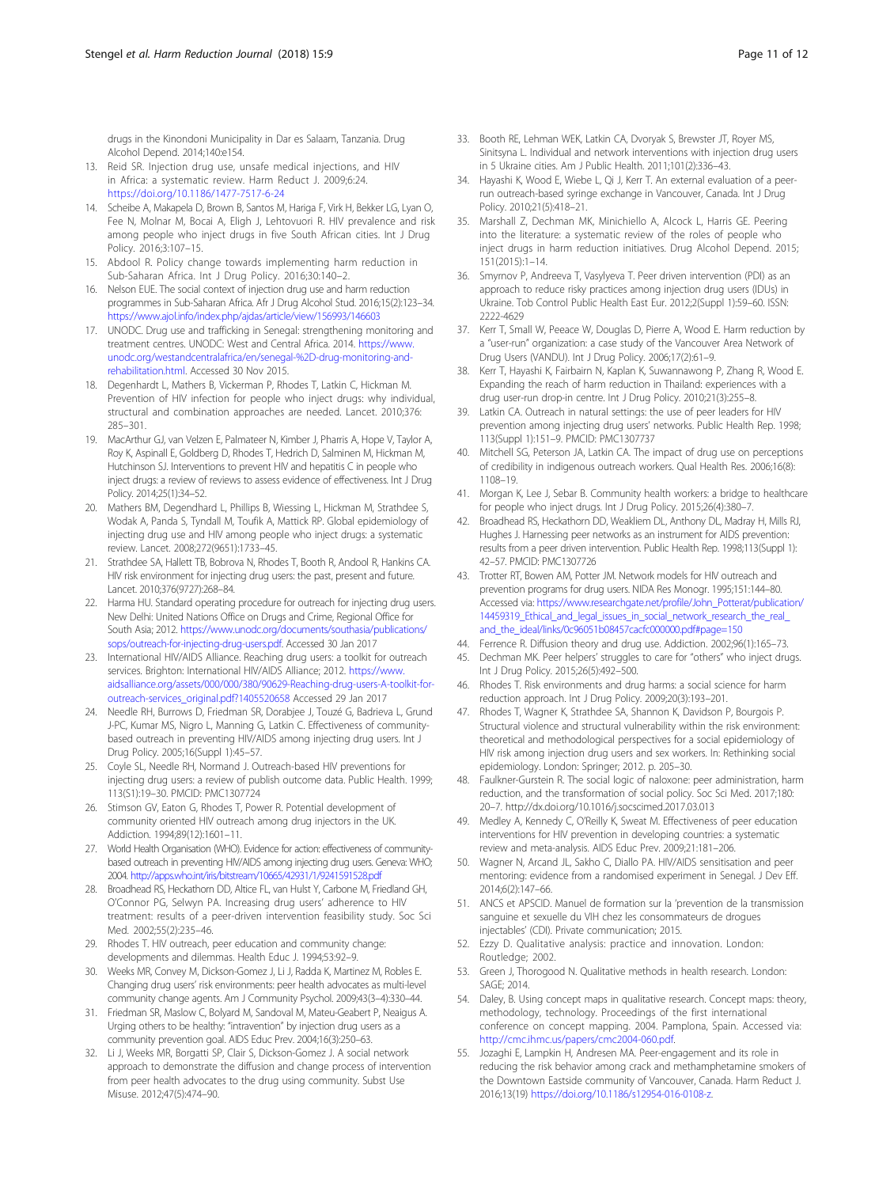drugs in the Kinondoni Municipality in Dar es Salaam, Tanzania. Drug Alcohol Depend. 2014;140:e154.

13. Reid SR. Injection drug use, unsafe medical injections, and HIV in Africa: a systematic review. Harm Reduct J. 2009;6:24. https://doi.org/10.1186/1477-7517-6-24
14. Scheibe A, Makapela D, Brown B, Santos M, Hariga F, Virk H, Bekker LG, Lyan O, Fee N, Molnar M, Bocai A, Eligh J, Lehtovuori R. HIV prevalence and risk among people who inject drugs in five South African cities. Int J Drug Policy. 2016;3:107–15.
15. Abdool R. Policy change towards implementing harm reduction in Sub-Saharan Africa. Int J Drug Policy. 2016;30:140–2.
16. Nelson EUE. The social context of injection drug use and harm reduction programmes in Sub-Saharan Africa. Afr J Drug Alcohol Stud. 2016;15(2):123–34. https://www.ajol.info/index.php/ajdas/article/view/156993/146603
17. UNODC. Drug use and trafficking in Senegal: strengthening monitoring and treatment centres. UNODC: West and Central Africa. 2014. https://www.unodc.org/westandcentralafrica/en/senegal-%2D-drug-monitoring-and-rehabilitation.html. Accessed 30 Nov 2015.
18. Degenhardt L, Mathers B, Vickerman P, Rhodes T, Latkin C, Hickman M. Prevention of HIV infection for people who inject drugs: why individual, structural and combination approaches are needed. Lancet. 2010;376:285–301.
19. MacArthur GJ, van Velzen E, Palmateer N, Kimber J, Pharris A, Hope V, Taylor A, Roy K, Aspinall E, Goldberg D, Rhodes T, Hedrich D, Salminen M, Hickman M, Hutchinson SJ. Interventions to prevent HIV and hepatitis C in people who inject drugs: a review of reviews to assess evidence of effectiveness. Int J Drug Policy. 2014;25(1):34–52.
20. Mathers BM, Degendhard L, Phillips B, Wiessing L, Hickman M, Strathdee S, Wodak A, Panda S, Tyndall M, Toufik A, Mattick RP. Global epidemiology of injecting drug use and HIV among people who inject drugs: a systematic review. Lancet. 2008;272(9651):1733–45.
21. Strathdee SA, Hallett TB, Bobrova N, Rhodes T, Booth R, Andool R, Hankins CA. HIV risk environment for injecting drug users: the past, present and future. Lancet. 2010;376(9727):268–84.
22. Harma HU. Standard operating procedure for outreach for injecting drug users. New Delhi: United Nations Office on Drugs and Crime, Regional Office for South Asia; 2012. https://www.unodc.org/documents/southasia/publications/sops/outreach-for-injecting-drug-users.pdf. Accessed 30 Jan 2017
23. International HIV/AIDS Alliance. Reaching drug users: a toolkit for outreach services. Brighton: International HIV/AIDS Alliance; 2012. https://www.aidsalliance.org/assets/000/000/380/90629-Reaching-drug-users-A-toolkit-for-outreach-services_original.pdf?1405520658 Accessed 29 Jan 2017
24. Needle RH, Burrows D, Friedman SR, Dorabjee J, Touzé G, Badrieva L, Grund J-PC, Kumar MS, Nigro L, Manning G, Latkin C. Effectiveness of community-based outreach in preventing HIV/AIDS among injecting drug users. Int J Drug Policy. 2005;16(Suppl 1):45–57.
25. Coyle SL, Needle RH, Normand J. Outreach-based HIV preventions for injecting drug users: a review of publish outcome data. Public Health. 1999;113(S1):19–30. PMCID: PMC1307724
26. Stimson GV, Eaton G, Rhodes T, Power R. Potential development of community oriented HIV outreach among drug injectors in the UK. Addiction. 1994;89(12):1601–11.
27. World Health Organisation (WHO). Evidence for action: effectiveness of community-based outreach in preventing HIV/AIDS among injecting drug users. Geneva: WHO; 2004. http://apps.who.int/iris/bitstream/10665/42931/1/9241591528.pdf
28. Broadhead RS, Heckathorn DD, Altice FL, van Hulst Y, Carbone M, Friedland GH, O'Connor PG, Selwyn PA. Increasing drug users' adherence to HIV treatment: results of a peer-driven intervention feasibility study. Soc Sci Med. 2002;55(2):235–46.
29. Rhodes T. HIV outreach, peer education and community change: developments and dilemmas. Health Educ J. 1994;53:92–9.
30. Weeks MR, Convey M, Dickson-Gomez J, Li J, Radda K, Martinez M, Robles E. Changing drug users' risk environments: peer health advocates as multi-level community change agents. Am J Community Psychol. 2009;43(3–4):330–44.
31. Friedman SR, Maslow C, Bolyard M, Sandoval M, Mateu-Geabert P, Neaigus A. Urging others to be healthy: "intravention" by injection drug users as a community prevention goal. AIDS Educ Prev. 2004;16(3):250–63.
32. Li J, Weeks MR, Borgatti SP, Clair S, Dickson-Gomez J. A social network approach to demonstrate the diffusion and change process of intervention from peer health advocates to the drug using community. Subst Use Misuse. 2012;47(5):474–90.
33. Booth RE, Lehman WEK, Latkin CA, Dvoryak S, Brewster JT, Royer MS, Sinitsyna L. Individual and network interventions with injection drug users in 5 Ukraine cities. Am J Public Health. 2011;101(2):336–43.
34. Hayashi K, Wood E, Wiebe L, Qi J, Kerr T. An external evaluation of a peer-run outreach-based syringe exchange in Vancouver, Canada. Int J Drug Policy. 2010;21(5):418–21.
35. Marshall Z, Dechman MK, Minichiello A, Alcock L, Harris GE. Peering into the literature: a systematic review of the roles of people who inject drugs in harm reduction initiatives. Drug Alcohol Depend. 2015;151(2015):1–14.
36. Smyrnov P, Andreeva T, Vasylyeva T. Peer driven intervention (PDI) as an approach to reduce risky practices among injection drug users (IDUs) in Ukraine. Tob Control Public Health East Eur. 2012;2(Suppl 1):59–60. ISSN: 2222-4629
37. Kerr T, Small W, Peeace W, Douglas D, Pierre A, Wood E. Harm reduction by a "user-run" organization: a case study of the Vancouver Area Network of Drug Users (VANDU). Int J Drug Policy. 2006;17(2):61–9.
38. Kerr T, Hayashi K, Fairbairn N, Kaplan K, Suwannawong P, Zhang R, Wood E. Expanding the reach of harm reduction in Thailand: experiences with a drug user-run drop-in centre. Int J Drug Policy. 2010;21(3):255–8.
39. Latkin CA. Outreach in natural settings: the use of peer leaders for HIV prevention among injecting drug users' networks. Public Health Rep. 1998;113(Suppl 1):151–9. PMCID: PMC1307737
40. Mitchell SG, Peterson JA, Latkin CA. The impact of drug use on perceptions of credibility in indigenous outreach workers. Qual Health Res. 2006;16(8):1108–19.
41. Morgan K, Lee J, Sebar B. Community health workers: a bridge to healthcare for people who inject drugs. Int J Drug Policy. 2015;26(4):380–7.
42. Broadhead RS, Heckathorn DD, Weakliem DL, Anthony DL, Madray H, Mills RJ, Hughes J. Harnessing peer networks as an instrument for AIDS prevention: results from a peer driven intervention. Public Health Rep. 1998;113(Suppl 1):42–57. PMCID: PMC1307726
43. Trotter RT, Bowen AM, Potter JM. Network models for HIV outreach and prevention programs for drug users. NIDA Res Monogr. 1995;151:144–80. Accessed via: https://www.researchgate.net/profile/John_Potterat/publication/14459319_Ethical_and_legal_issues_in_social_network_research_the_real_and_the_ideal/links/0c96051b08457cacfc000000.pdf#page=150
44. Ferrence R. Diffusion theory and drug use. Addiction. 2002;96(1):165–73.
45. Dechman MK. Peer helpers' struggles to care for "others" who inject drugs. Int J Drug Policy. 2015;26(5):492–500.
46. Rhodes T. Risk environments and drug harms: a social science for harm reduction approach. Int J Drug Policy. 2009;20(3):193–201.
47. Rhodes T, Wagner K, Strathdee SA, Shannon K, Davidson P, Bourgois P. Structural violence and structural vulnerability within the risk environment: theoretical and methodological perspectives for a social epidemiology of HIV risk among injection drug users and sex workers. In: Rethinking social epidemiology. London: Springer; 2012. p. 205–30.
48. Faulkner-Gurstein R. The social logic of naloxone: peer administration, harm reduction, and the transformation of social policy. Soc Sci Med. 2017;180:20–7. http://dx.doi.org/10.1016/j.socscimed.2017.03.013
49. Medley A, Kennedy C, O'Reilly K, Sweat M. Effectiveness of peer education interventions for HIV prevention in developing countries: a systematic review and meta-analysis. AIDS Educ Prev. 2009;21:181–206.
50. Wagner N, Arcand JL, Sakho C, Diallo PA. HIV/AIDS sensitisation and peer mentoring: evidence from a randomised experiment in Senegal. J Dev Eff. 2014;6(2):147–66.
51. ANCS et APSCID. Manuel de formation sur la 'prevention de la transmission sanguine et sexuelle du VIH chez les consommateurs de drogues injectables' (CDI). Private communication; 2015.
52. Ezzy D. Qualitative analysis: practice and innovation. London: Routledge; 2002.
53. Green J, Thorogood N. Qualitative methods in health research. London: SAGE; 2014.
54. Daley, B. Using concept maps in qualitative research. Concept maps: theory, methodology, technology. Proceedings of the first international conference on concept mapping. 2004. Pamplona, Spain. Accessed via: http://cmc.ihmc.us/papers/cmc2004-060.pdf.
55. Jozaghi E, Lampkin H, Andresen MA. Peer-engagement and its role in reducing the risk behavior among crack and methamphetamine smokers of the Downtown Eastside community of Vancouver, Canada. Harm Reduct J. 2016;13(19) https://doi.org/10.1186/s12954-016-0108-z.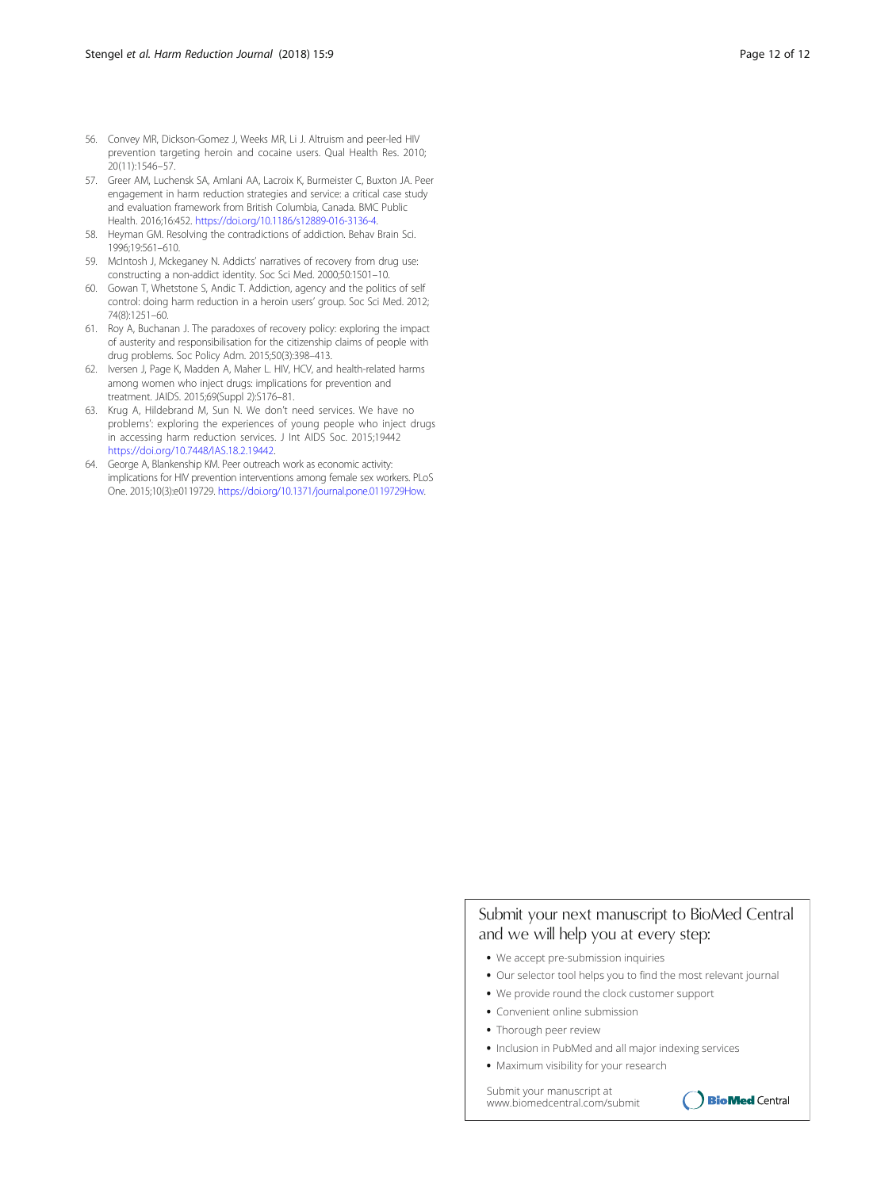56. Convey MR, Dickson-Gomez J, Weeks MR, Li J. Altruism and peer-led HIV prevention targeting heroin and cocaine users. Qual Health Res. 2010; 20(11):1546–57.
57. Greer AM, Luchensk SA, Amlani AA, Lacroix K, Burmeister C, Buxton JA. Peer engagement in harm reduction strategies and service: a critical case study and evaluation framework from British Columbia, Canada. BMC Public Health. 2016;16:452. https://doi.org/10.1186/s12889-016-3136-4.
58. Heyman GM. Resolving the contradictions of addiction. Behav Brain Sci. 1996;19:561–610.
59. McIntosh J, Mckeganey N. Addicts' narratives of recovery from drug use: constructing a non-addict identity. Soc Sci Med. 2000;50:1501–10.
60. Gowan T, Whetstone S, Andic T. Addiction, agency and the politics of self control: doing harm reduction in a heroin users' group. Soc Sci Med. 2012; 74(8):1251–60.
61. Roy A, Buchanan J. The paradoxes of recovery policy: exploring the impact of austerity and responsibilisation for the citizenship claims of people with drug problems. Soc Policy Adm. 2015;50(3):398–413.
62. Iversen J, Page K, Madden A, Maher L. HIV, HCV, and health-related harms among women who inject drugs: implications for prevention and treatment. JAIDS. 2015;69(Suppl 2):S176–81.
63. Krug A, Hildebrand M, Sun N. We don't need services. We have no problems': exploring the experiences of young people who inject drugs in accessing harm reduction services. J Int AIDS Soc. 2015;19442 https://doi.org/10.7448/IAS.18.2.19442.
64. George A, Blankenship KM. Peer outreach work as economic activity: implications for HIV prevention interventions among female sex workers. PLoS One. 2015;10(3):e0119729. https://doi.org/10.1371/journal.pone.0119729How.

Submit your next manuscript to BioMed Central and we will help you at every step:

- We accept pre-submission inquiries
- Our selector tool helps you to find the most relevant journal
- We provide round the clock customer support
- Convenient online submission
- Thorough peer review
- Inclusion in PubMed and all major indexing services
- Maximum visibility for your research

Submit your manuscript at
www.biomedcentral.com/submit

BioMed Central